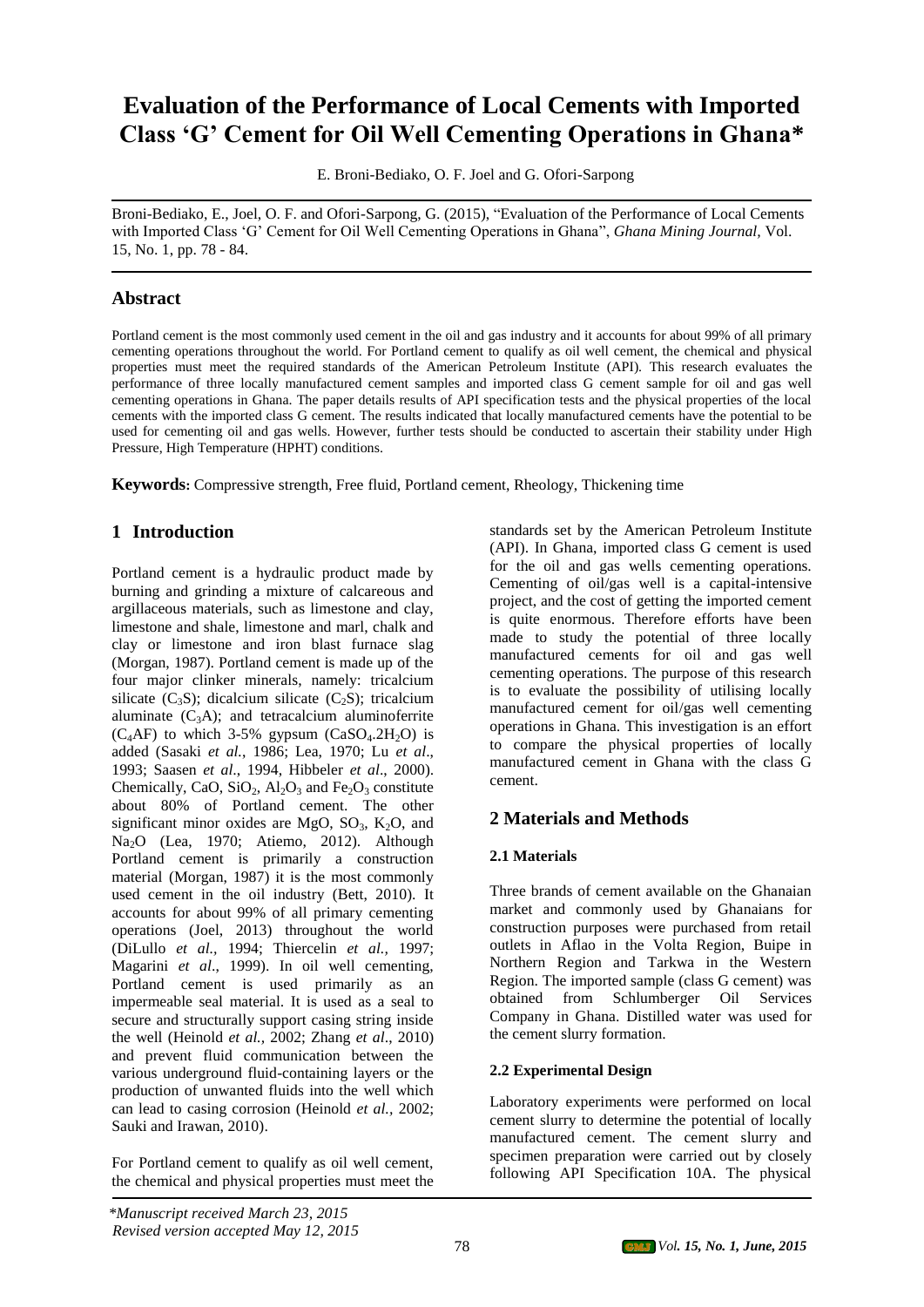# Evaluation of the Performance of Local Cements with Imported Class 'G' Cement for Oil Well Cementing Operations in Ghana*

E. Broni-Bediako, O. F. Joel and G. Ofori-Sarpong

Broni-Bediako, E., Joel, O. F. and Ofori-Sarpong, G. (2015), "Evaluation of the Performance of Local Cements with Imported Class 'G' Cement for Oil Well Cementing Operations in Ghana", *Ghana Mining Journal,* Vol. 15, No. 1, pp. 78 - 84.

## Abstract

Portland cement is the most commonly used cement in the oil and gas industry and it accounts for about 99% of all primary cementing operations throughout the world. For Portland cement to qualify as oil well cement, the chemical and physical properties must meet the required standards of the American Petroleum Institute (API). This research evaluates the performance of three locally manufactured cement samples and imported class G cement sample for oil and gas well cementing operations in Ghana. The paper details results of API specification tests and the physical properties of the local cements with the imported class G cement. The results indicated that locally manufactured cements have the potential to be used for cementing oil and gas wells. However, further tests should be conducted to ascertain their stability under High Pressure, High Temperature (HPHT) conditions.

**Keywords:** Compressive strength, Free fluid, Portland cement, Rheology, Thickening time

## 1 Introduction

Portland cement is a hydraulic product made by burning and grinding a mixture of calcareous and argillaceous materials, such as limestone and clay, limestone and shale, limestone and marl, chalk and clay or limestone and iron blast furnace slag (Morgan, 1987). Portland cement is made up of the four major clinker minerals, namely: tricalcium silicate ($C_3S$); dicalcium silicate ($C_2S$); tricalcium aluminate ($C_3A$); and tetracalcium aluminoferrite ($C_4AF$) to which 3-5% gypsum ($CaSO_4.2H_2O$) is added (Sasaki *et al.*, 1986; Lea, 1970; Lu *et al*., 1993; Saasen *et al*., 1994, Hibbeler *et al*., 2000). Chemically, CaO, $SiO_2$, $Al_2O_3$ and $Fe_2O_3$ constitute about 80% of Portland cement. The other significant minor oxides are MgO, $SO_3$, $K_2O$, and $Na_2O$ (Lea, 1970; Atiemo, 2012). Although Portland cement is primarily a construction material (Morgan, 1987) it is the most commonly used cement in the oil industry (Bett, 2010). It accounts for about 99% of all primary cementing operations (Joel, 2013) throughout the world (DiLullo *et al.,* 1994; Thiercelin *et al.,* 1997; Magarini *et al*., 1999). In oil well cementing, Portland cement is used primarily as an impermeable seal material. It is used as a seal to secure and structurally support casing string inside the well (Heinold *et al.,* 2002; Zhang *et al*., 2010) and prevent fluid communication between the various underground fluid-containing layers or the production of unwanted fluids into the well which can lead to casing corrosion (Heinold *et al.,* 2002; Sauki and Irawan, 2010).

For Portland cement to qualify as oil well cement, the chemical and physical properties must meet the standards set by the American Petroleum Institute (API). In Ghana, imported class G cement is used for the oil and gas wells cementing operations. Cementing of oil/gas well is a capital-intensive project, and the cost of getting the imported cement is quite enormous. Therefore efforts have been made to study the potential of three locally manufactured cements for oil and gas well cementing operations. The purpose of this research is to evaluate the possibility of utilising locally manufactured cement for oil/gas well cementing operations in Ghana. This investigation is an effort to compare the physical properties of locally manufactured cement in Ghana with the class G cement.

## 2 Materials and Methods

### 2.1 Materials

Three brands of cement available on the Ghanaian market and commonly used by Ghanaians for construction purposes were purchased from retail outlets in Aflao in the Volta Region, Buipe in Northern Region and Tarkwa in the Western Region. The imported sample (class G cement) was obtained from Schlumberger Oil Services Company in Ghana. Distilled water was used for the cement slurry formation.

### 2.2 Experimental Design

Laboratory experiments were performed on local cement slurry to determine the potential of locally manufactured cement. The cement slurry and specimen preparation were carried out by closely following API Specification 10A. The physical

*Manuscript received March 23, 2015
Revised version accepted May 12, 2015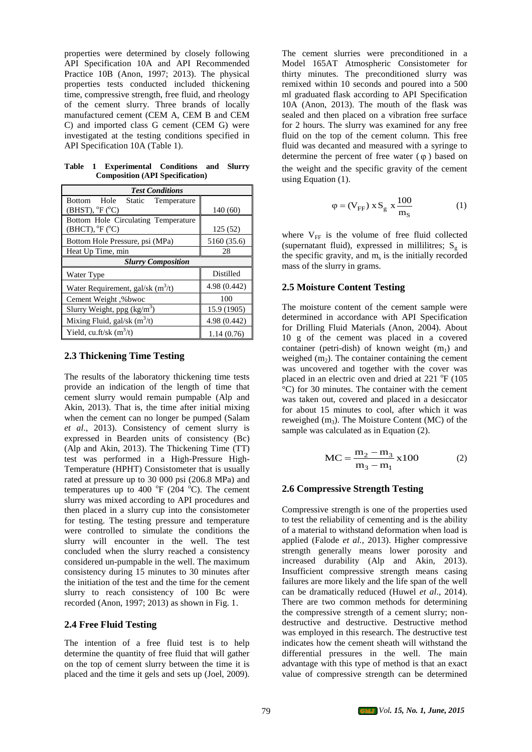properties were determined by closely following API Specification 10A and API Recommended Practice 10B (Anon, 1997; 2013). The physical properties tests conducted included thickening time, compressive strength, free fluid, and rheology of the cement slurry. Three brands of locally manufactured cement (CEM A, CEM B and CEM C) and imported class G cement (CEM G) were investigated at the testing conditions specified in API Specification 10A (Table 1).

**Table 1 Experimental Conditions and Slurry Composition (API Specification)**

| *Test Conditions* | |
|---|---|
| Bottom Hole Static Temperature (BHST), °F (°C) | 140 (60) |
| Bottom Hole Circulating Temperature (BHCT), °F (°C) | 125 (52) |
| Bottom Hole Pressure, psi (MPa) | 5160 (35.6) |
| Heat Up Time, min | 28 |
| ***Slurry Composition*** | |
| Water Type | Distilled |
| Water Requirement, gal/sk ($m^3$/t) | 4.98 (0.442) |
| Cement Weight ,%bwoc | 100 |
| Slurry Weight, ppg (kg/$m^3$) | 15.9 (1905) |
| Mixing Fluid, gal/sk ($m^3$/t) | 4.98 (0.442) |
| Yield, cu.ft/sk ($m^3$/t) | 1.14 (0.76) |

## 2.3 Thickening Time Testing

The results of the laboratory thickening time tests provide an indication of the length of time that cement slurry would remain pumpable (Alp and Akin, 2013). That is, the time after initial mixing when the cement can no longer be pumped (Salam *et al*., 2013). Consistency of cement slurry is expressed in Bearden units of consistency (Bc) (Alp and Akin, 2013). The Thickening Time (TT) test was performed in a High-Pressure High-Temperature (HPHT) Consistometer that is usually rated at pressure up to 30 000 psi (206.8 MPa) and temperatures up to 400 °F (204 °C). The cement slurry was mixed according to API procedures and then placed in a slurry cup into the consistometer for testing. The testing pressure and temperature were controlled to simulate the conditions the slurry will encounter in the well. The test concluded when the slurry reached a consistency considered un-pumpable in the well. The maximum consistency during 15 minutes to 30 minutes after the initiation of the test and the time for the cement slurry to reach consistency of 100 Bc were recorded (Anon, 1997; 2013) as shown in Fig. 1.

## 2.4 Free Fluid Testing

The intention of a free fluid test is to help determine the quantity of free fluid that will gather on the top of cement slurry between the time it is placed and the time it gels and sets up (Joel, 2009).

The cement slurries were preconditioned in a Model 165AT Atmospheric Consistometer for thirty minutes. The preconditioned slurry was remixed within 10 seconds and poured into a 500 ml graduated flask according to API Specification 10A (Anon, 2013). The mouth of the flask was sealed and then placed on a vibration free surface for 2 hours. The slurry was examined for any free fluid on the top of the cement column. This free fluid was decanted and measured with a syringe to determine the percent of free water ($\varphi$) based on the weight and the specific gravity of the cement using Equation (1).

$$\varphi = (V_{FF})\, x\, S_g\, x \frac{100}{m_S} \qquad (1)$$

where $V_{FF}$ is the volume of free fluid collected (supernatant fluid), expressed in millilitres; $S_g$ is the specific gravity, and $m_s$ is the initially recorded mass of the slurry in grams.

## 2.5 Moisture Content Testing

The moisture content of the cement sample were determined in accordance with API Specification for Drilling Fluid Materials (Anon, 2004). About 10 g of the cement was placed in a covered container (petri-dish) of known weight ($m_1$) and weighed ($m_2$). The container containing the cement was uncovered and together with the cover was placed in an electric oven and dried at 221 °F (105 °C) for 30 minutes. The container with the cement was taken out, covered and placed in a desiccator for about 15 minutes to cool, after which it was reweighed ($m_3$). The Moisture Content (MC) of the sample was calculated as in Equation (2).

$$MC = \frac{m_2 - m_3}{m_3 - m_1} x100 \qquad (2)$$

## 2.6 Compressive Strength Testing

Compressive strength is one of the properties used to test the reliability of cementing and is the ability of a material to withstand deformation when load is applied (Falode *et al.,* 2013). Higher compressive strength generally means lower porosity and increased durability (Alp and Akin, 2013). Insufficient compressive strength means casing failures are more likely and the life span of the well can be dramatically reduced (Huwel *et al*., 2014). There are two common methods for determining the compressive strength of a cement slurry; non-destructive and destructive. Destructive method was employed in this research. The destructive test indicates how the cement sheath will withstand the differential pressures in the well. The main advantage with this type of method is that an exact value of compressive strength can be determined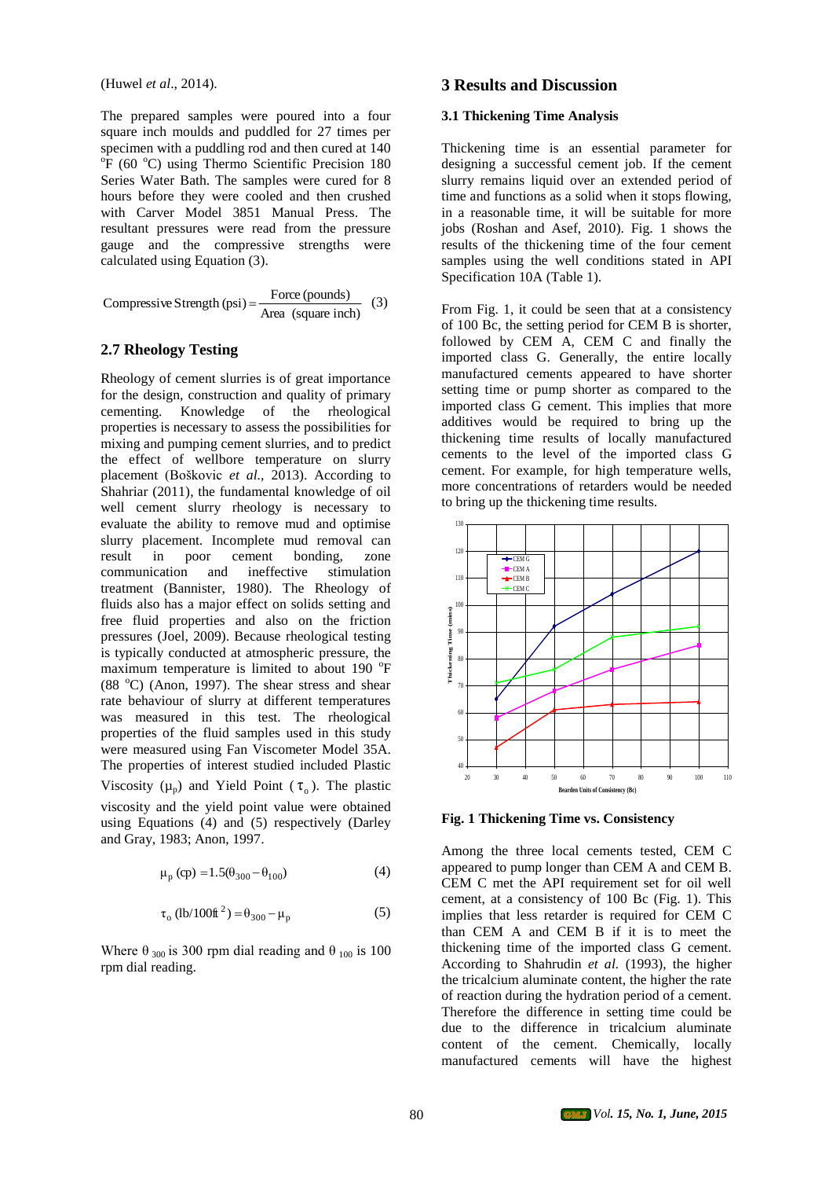(Huwel *et al*., 2014).

The prepared samples were poured into a four square inch moulds and puddled for 27 times per specimen with a puddling rod and then cured at 140 $^{o}$F (60 $^{o}$C) using Thermo Scientific Precision 180 Series Water Bath. The samples were cured for 8 hours before they were cooled and then crushed with Carver Model 3851 Manual Press. The resultant pressures were read from the pressure gauge and the compressive strengths were calculated using Equation (3).

$$\text{Compressive Strength (psi)} = \frac{\text{Force (pounds)}}{\text{Area (square inch)}} \quad (3)$$

## 2.7 Rheology Testing

Rheology of cement slurries is of great importance for the design, construction and quality of primary cementing. Knowledge of the rheological properties is necessary to assess the possibilities for mixing and pumping cement slurries, and to predict the effect of wellbore temperature on slurry placement (Boškovic *et al.,* 2013). According to Shahriar (2011), the fundamental knowledge of oil well cement slurry rheology is necessary to evaluate the ability to remove mud and optimise slurry placement. Incomplete mud removal can result in poor cement bonding, zone communication and ineffective stimulation treatment (Bannister, 1980). The Rheology of fluids also has a major effect on solids setting and free fluid properties and also on the friction pressures (Joel, 2009). Because rheological testing is typically conducted at atmospheric pressure, the maximum temperature is limited to about 190 $^{o}$F (88 $^{o}$C) (Anon, 1997). The shear stress and shear rate behaviour of slurry at different temperatures was measured in this test. The rheological properties of the fluid samples used in this study were measured using Fan Viscometer Model 35A. The properties of interest studied included Plastic Viscosity ($\mu_p$) and Yield Point ($\tau_o$). The plastic viscosity and the yield point value were obtained using Equations (4) and (5) respectively (Darley and Gray, 1983; Anon, 1997.

$$\mu_p \text{ (cp)} = 1.5(\theta_{300} - \theta_{100}) \quad (4)$$

$$\tau_o \text{ (lb/100ft}^2) = \theta_{300} - \mu_p \quad (5)$$

Where $\theta_{300}$ is 300 rpm dial reading and $\theta_{100}$ is 100 rpm dial reading.

# 3 Results and Discussion

## 3.1 Thickening Time Analysis

Thickening time is an essential parameter for designing a successful cement job. If the cement slurry remains liquid over an extended period of time and functions as a solid when it stops flowing, in a reasonable time, it will be suitable for more jobs (Roshan and Asef, 2010). Fig. 1 shows the results of the thickening time of the four cement samples using the well conditions stated in API Specification 10A (Table 1).

From Fig. 1, it could be seen that at a consistency of 100 Bc, the setting period for CEM B is shorter, followed by CEM A, CEM C and finally the imported class G. Generally, the entire locally manufactured cements appeared to have shorter setting time or pump shorter as compared to the imported class G cement. This implies that more additives would be required to bring up the thickening time results of locally manufactured cements to the level of the imported class G cement. For example, for high temperature wells, more concentrations of retarders would be needed to bring up the thickening time results.

**Fig. 1 Thickening Time vs. Consistency**

Among the three local cements tested, CEM C appeared to pump longer than CEM A and CEM B. CEM C met the API requirement set for oil well cement, at a consistency of 100 Bc (Fig. 1). This implies that less retarder is required for CEM C than CEM A and CEM B if it is to meet the thickening time of the imported class G cement. According to Shahrudin *et al.* (1993), the higher the tricalcium aluminate content, the higher the rate of reaction during the hydration period of a cement. Therefore the difference in setting time could be due to the difference in tricalcium aluminate content of the cement. Chemically, locally manufactured cements will have the highest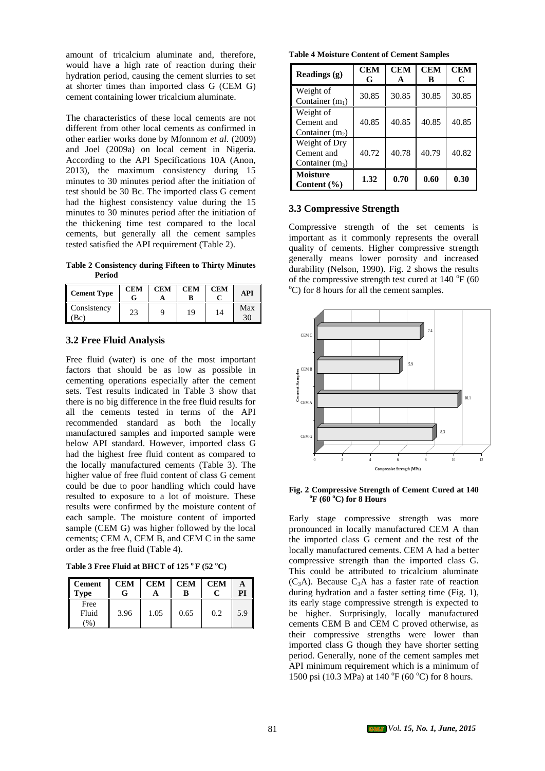amount of tricalcium aluminate and, therefore, would have a high rate of reaction during their hydration period, causing the cement slurries to set at shorter times than imported class G (CEM G) cement containing lower tricalcium aluminate.

The characteristics of these local cements are not different from other local cements as confirmed in other earlier works done by Mfonnom *et al.* (2009) and Joel (2009a) on local cement in Nigeria. According to the API Specifications 10A (Anon, 2013), the maximum consistency during 15 minutes to 30 minutes period after the initiation of test should be 30 Bc. The imported class G cement had the highest consistency value during the 15 minutes to 30 minutes period after the initiation of the thickening time test compared to the local cements, but generally all the cement samples tested satisfied the API requirement (Table 2).

**Table 2 Consistency during Fifteen to Thirty Minutes Period**

| Cement Type | CEM G | CEM A | CEM B | CEM C | API |
|---|---|---|---|---|---|
| Consistency (Bc) | 23 | 9 | 19 | 14 | Max 30 |

## 3.2 Free Fluid Analysis

Free fluid (water) is one of the most important factors that should be as low as possible in cementing operations especially after the cement sets. Test results indicated in Table 3 show that there is no big difference in the free fluid results for all the cements tested in terms of the API recommended standard as both the locally manufactured samples and imported sample were below API standard. However, imported class G had the highest free fluid content as compared to the locally manufactured cements (Table 3). The higher value of free fluid content of class G cement could be due to poor handling which could have resulted to exposure to a lot of moisture. These results were confirmed by the moisture content of each sample. The moisture content of imported sample (CEM G) was higher followed by the local cements; CEM A, CEM B, and CEM C in the same order as the free fluid (Table 4).

**Table 3 Free Fluid at BHCT of 125 °F (52 °C)**

| Cement Type | CEM G | CEM A | CEM B | CEM C | A PI |
|---|---|---|---|---|---|
| Free Fluid (%) | 3.96 | 1.05 | 0.65 | 0.2 | 5.9 |

**Table 4 Moisture Content of Cement Samples**

| Readings (g) | CEM G | CEM A | CEM B | CEM C |
|---|---|---|---|---|
| Weight of Container ($m_1$) | 30.85 | 30.85 | 30.85 | 30.85 |
| Weight of Cement and Container ($m_2$) | 40.85 | 40.85 | 40.85 | 40.85 |
| Weight of Dry Cement and Container ($m_3$) | 40.72 | 40.78 | 40.79 | 40.82 |
| **Moisture Content (%)** | **1.32** | **0.70** | **0.60** | **0.30** |

## 3.3 Compressive Strength

Compressive strength of the set cements is important as it commonly represents the overall quality of cements. Higher compressive strength generally means lower porosity and increased durability (Nelson, 1990). Fig. 2 shows the results of the compressive strength test cured at 140 °F (60 °C) for 8 hours for all the cement samples.

**Fig. 2 Compressive Strength of Cement Cured at 140 °F (60 °C) for 8 Hours**

Early stage compressive strength was more pronounced in locally manufactured CEM A than the imported class G cement and the rest of the locally manufactured cements. CEM A had a better compressive strength than the imported class G. This could be attributed to tricalcium aluminate ($C_3A$). Because $C_3A$ has a faster rate of reaction during hydration and a faster setting time (Fig. 1), its early stage compressive strength is expected to be higher. Surprisingly, locally manufactured cements CEM B and CEM C proved otherwise, as their compressive strengths were lower than imported class G though they have shorter setting period. Generally, none of the cement samples met API minimum requirement which is a minimum of 1500 psi (10.3 MPa) at 140 °F (60 °C) for 8 hours.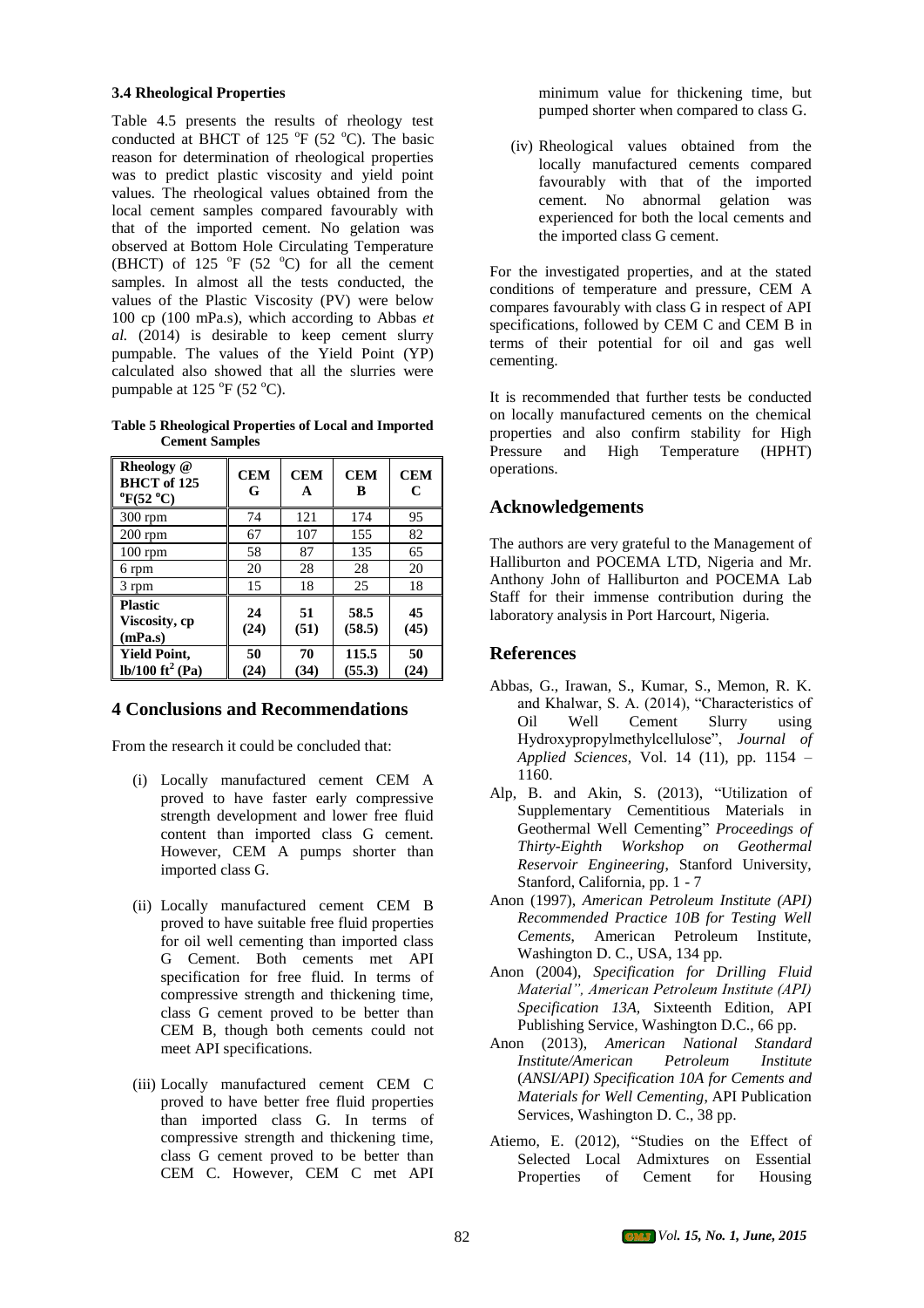### 3.4 Rheological Properties

Table 4.5 presents the results of rheology test conducted at BHCT of 125 °F (52 °C). The basic reason for determination of rheological properties was to predict plastic viscosity and yield point values. The rheological values obtained from the local cement samples compared favourably with that of the imported cement. No gelation was observed at Bottom Hole Circulating Temperature (BHCT) of 125 °F (52 °C) for all the cement samples. In almost all the tests conducted, the values of the Plastic Viscosity (PV) were below 100 cp (100 mPa.s), which according to Abbas *et al.* (2014) is desirable to keep cement slurry pumpable. The values of the Yield Point (YP) calculated also showed that all the slurries were pumpable at 125 °F (52 °C).

**Table 5 Rheological Properties of Local and Imported Cement Samples**

| Rheology @ BHCT of 125 °F(52 °C) | CEM G | CEM A | CEM B | CEM C |
|---|---|---|---|---|
| 300 rpm | 74 | 121 | 174 | 95 |
| 200 rpm | 67 | 107 | 155 | 82 |
| 100 rpm | 58 | 87 | 135 | 65 |
| 6 rpm | 20 | 28 | 28 | 20 |
| 3 rpm | 15 | 18 | 25 | 18 |
| **Plastic Viscosity, cp (mPa.s)** | **24 (24)** | **51 (51)** | **58.5 (58.5)** | **45 (45)** |
| **Yield Point, lb/100 ft$^2$ (Pa)** | **50 (24)** | **70 (34)** | **115.5 (55.3)** | **50 (24)** |

## 4 Conclusions and Recommendations

From the research it could be concluded that:

(i) Locally manufactured cement CEM A proved to have faster early compressive strength development and lower free fluid content than imported class G cement. However, CEM A pumps shorter than imported class G.

(ii) Locally manufactured cement CEM B proved to have suitable free fluid properties for oil well cementing than imported class G Cement. Both cements met API specification for free fluid. In terms of compressive strength and thickening time, class G cement proved to be better than CEM B, though both cements could not meet API specifications.

(iii) Locally manufactured cement CEM C proved to have better free fluid properties than imported class G. In terms of compressive strength and thickening time, class G cement proved to be better than CEM C. However, CEM C met API minimum value for thickening time, but pumped shorter when compared to class G.

(iv) Rheological values obtained from the locally manufactured cements compared favourably with that of the imported cement. No abnormal gelation was experienced for both the local cements and the imported class G cement.

For the investigated properties, and at the stated conditions of temperature and pressure, CEM A compares favourably with class G in respect of API specifications, followed by CEM C and CEM B in terms of their potential for oil and gas well cementing.

It is recommended that further tests be conducted on locally manufactured cements on the chemical properties and also confirm stability for High Pressure and High Temperature (HPHT) operations.

## Acknowledgements

The authors are very grateful to the Management of Halliburton and POCEMA LTD, Nigeria and Mr. Anthony John of Halliburton and POCEMA Lab Staff for their immense contribution during the laboratory analysis in Port Harcourt, Nigeria.

## References

Abbas, G., Irawan, S., Kumar, S., Memon, R. K. and Khalwar, S. A. (2014), "Characteristics of Oil Well Cement Slurry using Hydroxypropylmethylcellulose", *Journal of Applied Sciences*, Vol. 14 (11), pp. 1154 – 1160.

Alp, B. and Akin, S. (2013), "Utilization of Supplementary Cementitious Materials in Geothermal Well Cementing" *Proceedings of Thirty-Eighth Workshop on Geothermal Reservoir Engineering*, Stanford University, Stanford, California, pp. 1 - 7

Anon (1997), *American Petroleum Institute (API) Recommended Practice 10B for Testing Well Cements*, American Petroleum Institute, Washington D. C., USA, 134 pp.

Anon (2004), *Specification for Drilling Fluid Material", American Petroleum Institute (API) Specification 13A*, Sixteenth Edition, API Publishing Service, Washington D.C., 66 pp.

Anon (2013), *American National Standard Institute/American Petroleum Institute (ANSI/API) Specification 10A for Cements and Materials for Well Cementing*, API Publication Services, Washington D. C., 38 pp.

Atiemo, E. (2012), "Studies on the Effect of Selected Local Admixtures on Essential Properties of Cement for Housing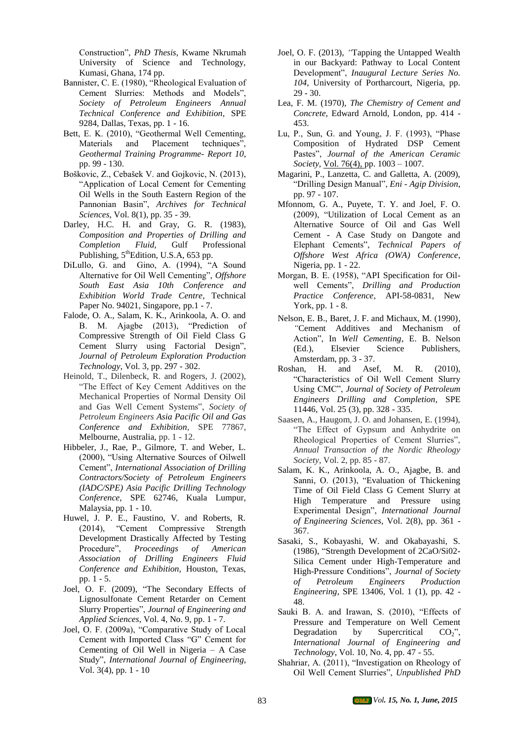Construction", *PhD Thesis*, Kwame Nkrumah University of Science and Technology, Kumasi, Ghana, 174 pp.

Bannister, C. E. (1980), "Rheological Evaluation of Cement Slurries: Methods and Models", *Society of Petroleum Engineers Annual Technical Conference and Exhibition*, SPE 9284, Dallas, Texas, pp. 1 - 16.

Bett, E. K. (2010), "Geothermal Well Cementing, Materials and Placement techniques", *Geothermal Training Programme- Report 10*, pp. 99 - 130.

Boškovic, Z., Cebašek V. and Gojkovic, N. (2013), "Application of Local Cement for Cementing Oil Wells in the South Eastern Region of the Pannonian Basin", *Archives for Technical Sciences*, Vol. 8(1), pp. 35 - 39.

Darley, H.C. H. and Gray, G. R. (1983), *Composition and Properties of Drilling and Completion Fluid*, Gulf Professional Publishing, 5thEdition, U.S.A, 653 pp.

DiLullo, G. and Gino, A. (1994), "A Sound Alternative for Oil Well Cementing", *Offshore South East Asia 10th Conference and Exhibition World Trade Centre*, Technical Paper No. 94021, Singapore, pp.1 - 7.

Falode, O. A., Salam, K. K., Arinkoola, A. O. and B. M. Ajagbe (2013), "Prediction of Compressive Strength of Oil Field Class G Cement Slurry using Factorial Design", *Journal of Petroleum Exploration Production Technology*, Vol. 3, pp. 297 - 302.

Heinold, T., Dilenbeck, R. and Rogers, J. (2002), "The Effect of Key Cement Additives on the Mechanical Properties of Normal Density Oil and Gas Well Cement Systems", *Society of Petroleum Engineers Asia Pacific Oil and Gas Conference and Exhibition*, SPE 77867, Melbourne, Australia, pp. 1 - 12.

Hibbeler, J., Rae, P., Gilmore, T. and Weber, L. (2000), "Using Alternative Sources of Oilwell Cement", *International Association of Drilling Contractors/Society of Petroleum Engineers (IADC/SPE) Asia Pacific Drilling Technology Conference*, SPE 62746, Kuala Lumpur, Malaysia, pp. 1 - 10.

Huwel, J. P. E., Faustino, V. and Roberts, R. (2014), "Cement Compressive Strength Development Drastically Affected by Testing Procedure", *Proceedings of American Association of Drilling Engineers Fluid Conference and Exhibition*, Houston, Texas, pp. 1 - 5.

Joel, O. F. (2009), "The Secondary Effects of Lignosulfonate Cement Retarder on Cement Slurry Properties", *Journal of Engineering and Applied Sciences*, Vol. 4, No. 9, pp. 1 - 7.

Joel, O. F. (2009a), "Comparative Study of Local Cement with Imported Class "G" Cement for Cementing of Oil Well in Nigeria – A Case Study", *International Journal of Engineering*, Vol. 3(4), pp. 1 - 10

Joel, O. F. (2013), "Tapping the Untapped Wealth in our Backyard: Pathway to Local Content Development", *Inaugural Lecture Series No. 104*, University of Portharcourt, Nigeria, pp. 29 - 30.

Lea, F. M. (1970), *The Chemistry of Cement and Concrete*, Edward Arnold, London, pp. 414 - 453.

Lu, P., Sun, G. and Young, J. F. (1993), "Phase Composition of Hydrated DSP Cement Pastes", *Journal of the American Ceramic Society*, Vol. 76(4), pp. 1003 – 1007.

Magarini, P., Lanzetta, C. and Galletta, A. (2009), "Drilling Design Manual", *Eni - Agip Division*, pp. 97 - 107.

Mfonnom, G. A., Puyete, T. Y. and Joel, F. O. (2009), "Utilization of Local Cement as an Alternative Source of Oil and Gas Well Cement - A Case Study on Dangote and Elephant Cements", *Technical Papers of Offshore West Africa (OWA) Conference*, Nigeria, pp. 1 - 22.

Morgan, B. E. (1958), "API Specification for Oil-well Cements", *Drilling and Production Practice Conference*, API-58-0831, New York, pp. 1 - 8.

Nelson, E. B., Baret, J. F. and Michaux, M. (1990), "Cement Additives and Mechanism of Action", In *Well Cementing*, E. B. Nelson (Ed.), Elsevier Science Publishers, Amsterdam, pp. 3 - 37.

Roshan, H. and Asef, M. R. (2010), "Characteristics of Oil Well Cement Slurry Using CMC", *Journal of Society of Petroleum Engineers Drilling and Completion*, SPE 11446, Vol. 25 (3), pp. 328 - 335.

Saasen, A., Haugom, J. O. and Johansen, E. (1994), "The Effect of Gypsum and Anhydrite on Rheological Properties of Cement Slurries", *Annual Transaction of the Nordic Rheology Society*, Vol. 2, pp. 85 - 87.

Salam, K. K., Arinkoola, A. O., Ajagbe, B. and Sanni, O. (2013), "Evaluation of Thickening Time of Oil Field Class G Cement Slurry at High Temperature and Pressure using Experimental Design", *International Journal of Engineering Sciences*, Vol. 2(8), pp. 361 - 367.

Sasaki, S., Kobayashi, W. and Okabayashi, S. (1986), "Strength Development of 2CaO/Si02-Silica Cement under High-Temperature and High-Pressure Conditions", *Journal of Society of Petroleum Engineers Production Engineering*, SPE 13406, Vol. 1 (1), pp. 42 - 48.

Sauki B. A. and Irawan, S. (2010), "Effects of Pressure and Temperature on Well Cement Degradation by Supercritical $CO_2$", *International Journal of Engineering and Technology*, Vol. 10, No. 4, pp. 47 - 55.

Shahriar, A. (2011), "Investigation on Rheology of Oil Well Cement Slurries", *Unpublished PhD*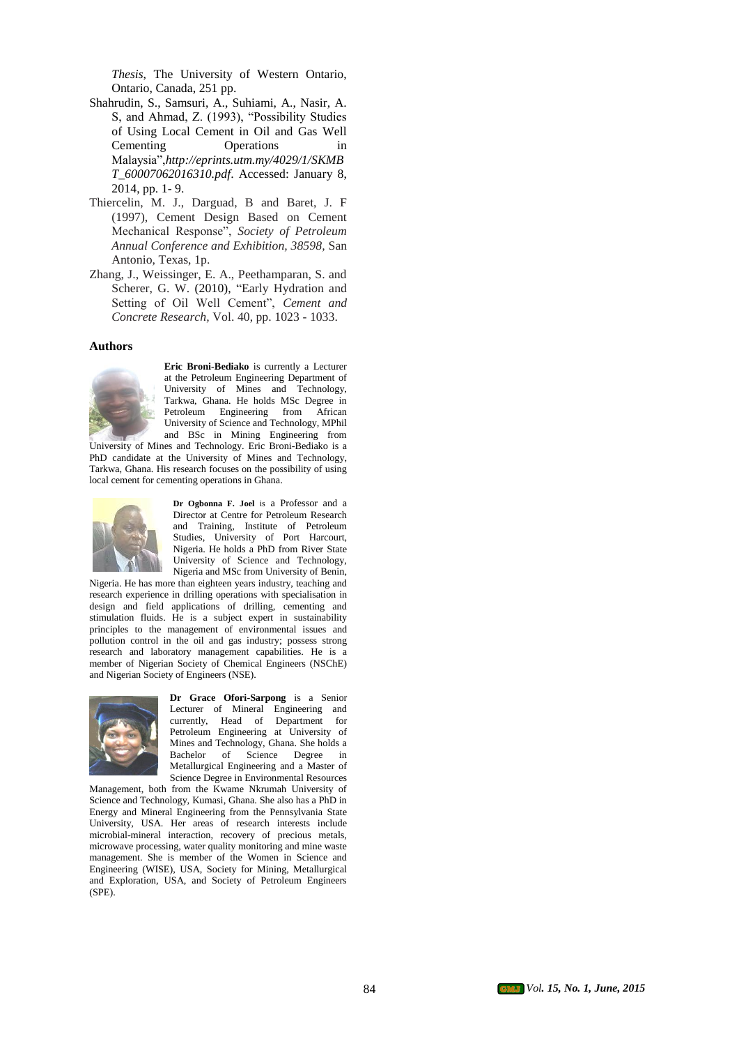*Thesis*, The University of Western Ontario, Ontario, Canada, 251 pp.

Shahrudin, S., Samsuri, A., Suhiami, A., Nasir, A. S, and Ahmad, Z. (1993), "Possibility Studies of Using Local Cement in Oil and Gas Well Cementing Operations in Malaysia",*http://eprints.utm.my/4029/1/SKMBT_60007062016310.pdf*. Accessed: January 8, 2014, pp. 1- 9.

Thiercelin, M. J., Darguad, B and Baret, J. F (1997), Cement Design Based on Cement Mechanical Response", *Society of Petroleum Annual Conference and Exhibition, 38598,* San Antonio, Texas, 1p.

Zhang, J., Weissinger, E. A., Peethamparan, S. and Scherer, G. W. (2010), "Early Hydration and Setting of Oil Well Cement", *Cement and Concrete Research,* Vol. 40, pp. 1023 - 1033.

## Authors

**Eric Broni-Bediako** is currently a Lecturer at the Petroleum Engineering Department of University of Mines and Technology, Tarkwa, Ghana. He holds MSc Degree in Petroleum Engineering from African University of Science and Technology, MPhil and BSc in Mining Engineering from University of Mines and Technology. Eric Broni-Bediako is a PhD candidate at the University of Mines and Technology, Tarkwa, Ghana. His research focuses on the possibility of using local cement for cementing operations in Ghana.

**Dr Ogbonna F. Joel** is a Professor and a Director at Centre for Petroleum Research and Training, Institute of Petroleum Studies, University of Port Harcourt, Nigeria. He holds a PhD from River State University of Science and Technology, Nigeria and MSc from University of Benin, Nigeria. He has more than eighteen years industry, teaching and research experience in drilling operations with specialisation in design and field applications of drilling, cementing and stimulation fluids. He is a subject expert in sustainability principles to the management of environmental issues and pollution control in the oil and gas industry; possess strong research and laboratory management capabilities. He is a member of Nigerian Society of Chemical Engineers (NSChE) and Nigerian Society of Engineers (NSE).

**Dr Grace Ofori-Sarpong** is a Senior Lecturer of Mineral Engineering and currently, Head of Department for Petroleum Engineering at University of Mines and Technology, Ghana. She holds a Bachelor of Science Degree in Metallurgical Engineering and a Master of Science Degree in Environmental Resources Management, both from the Kwame Nkrumah University of Science and Technology, Kumasi, Ghana. She also has a PhD in Energy and Mineral Engineering from the Pennsylvania State University, USA. Her areas of research interests include microbial-mineral interaction, recovery of precious metals, microwave processing, water quality monitoring and mine waste management. She is member of the Women in Science and Engineering (WISE), USA, Society for Mining, Metallurgical and Exploration, USA, and Society of Petroleum Engineers (SPE).